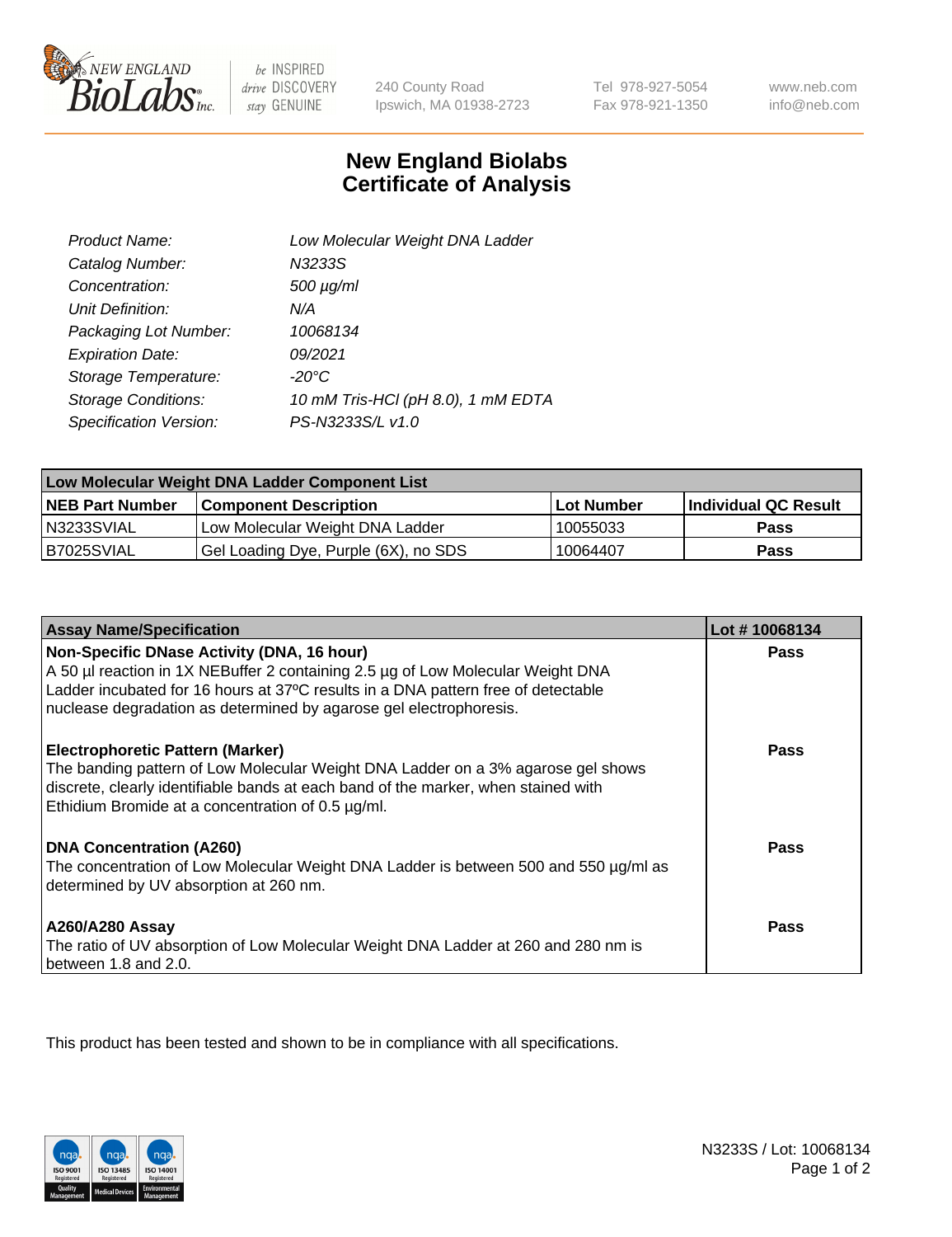be INSPIRED
drive DISCOVERY
stay GENUINE

240 County Road
Ipswich, MA 01938-2723

Tel 978-927-5054
Fax 978-921-1350

www.neb.com
info@neb.com

# New England Biolabs
# Certificate of Analysis

| | |
|---|---|
| *Product Name:* | *Low Molecular Weight DNA Ladder* |
| *Catalog Number:* | *N3233S* |
| *Concentration:* | *500 µg/ml* |
| *Unit Definition:* | *N/A* |
| *Packaging Lot Number:* | *10068134* |
| *Expiration Date:* | *09/2021* |
| *Storage Temperature:* | *-20°C* |
| *Storage Conditions:* | *10 mM Tris-HCl (pH 8.0), 1 mM EDTA* |
| *Specification Version:* | *PS-N3233S/L v1.0* |

| Low Molecular Weight DNA Ladder Component List | | | |
|---|---|---|---|
| **NEB Part Number** | **Component Description** | **Lot Number** | **Individual QC Result** |
| N3233SVIAL | Low Molecular Weight DNA Ladder | 10055033 | **Pass** |
| B7025SVIAL | Gel Loading Dye, Purple (6X), no SDS | 10064407 | **Pass** |

| Assay Name/Specification | Lot # 10068134 |
|---|---|
| **Non-Specific DNase Activity (DNA, 16 hour)** A 50 µl reaction in 1X NEBuffer 2 containing 2.5 µg of Low Molecular Weight DNA Ladder incubated for 16 hours at 37ºC results in a DNA pattern free of detectable nuclease degradation as determined by agarose gel electrophoresis. | **Pass** |
| **Electrophoretic Pattern (Marker)** The banding pattern of Low Molecular Weight DNA Ladder on a 3% agarose gel shows discrete, clearly identifiable bands at each band of the marker, when stained with Ethidium Bromide at a concentration of 0.5 µg/ml. | **Pass** |
| **DNA Concentration (A260)** The concentration of Low Molecular Weight DNA Ladder is between 500 and 550 µg/ml as determined by UV absorption at 260 nm. | **Pass** |
| **A260/A280 Assay** The ratio of UV absorption of Low Molecular Weight DNA Ladder at 260 and 280 nm is between 1.8 and 2.0. | **Pass** |

This product has been tested and shown to be in compliance with all specifications.

N3233S / Lot: 10068134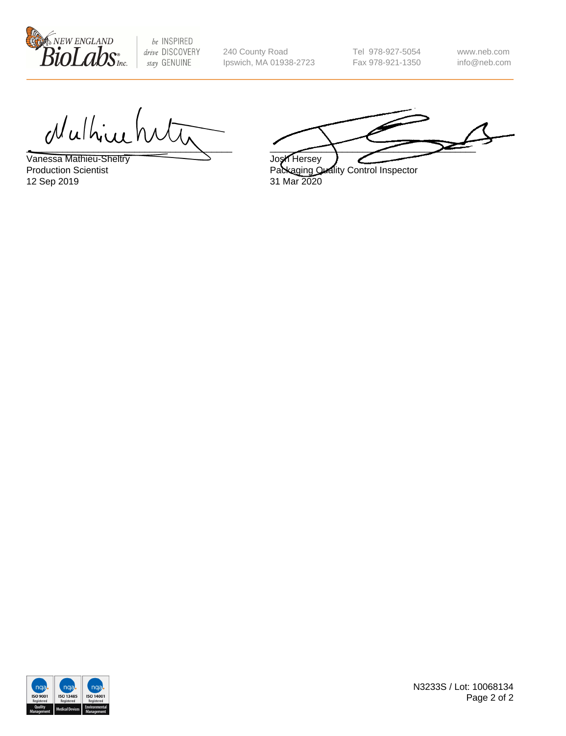Vanessa Mathieu-Sheltry
Production Scientist
12 Sep 2019

Josh Hersey
Packaging Quality Control Inspector
31 Mar 2020

N3233S / Lot: 10068134